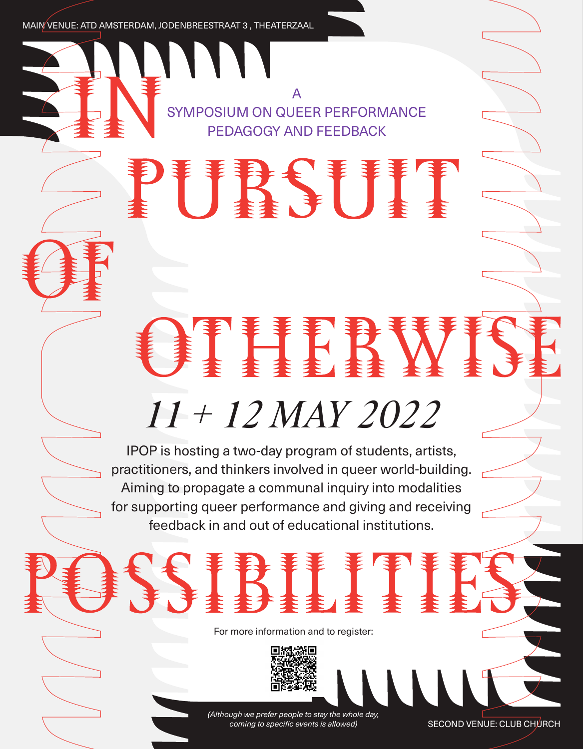MAIN VENUE: ATD AMSTERDAM, JODENBREESTRAAT 3 , THEATERZAAL

# IN PURSUIT OF OTHERWISE POSSIBILITIES

A SYMPOSIUM ON QUEER PERFORMANCE PEDAGOGY AND FEEDBACK

## *11 + 12 MAY 2022*

IPOP is hosting a two-day program of students, artists, practitioners, and thinkers involved in queer world-building. Aiming to propagate a communal inquiry into modalities for supporting queer performance and giving and receiving feedback in and out of educational institutions.

For more information and to register:

*(Although we prefer people to stay the whole day, coming to specific events is allowed)*

SECOND VENUE: CLUB CHURCH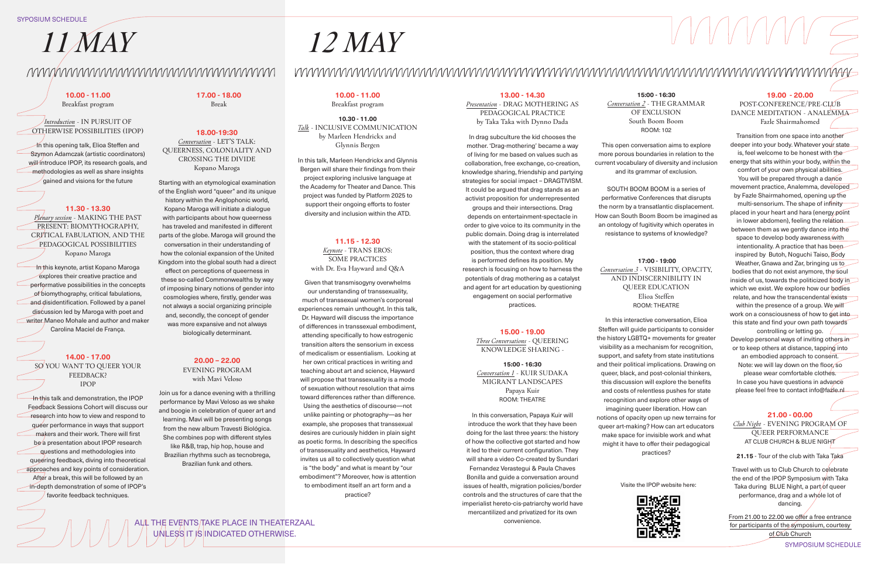SYPOSIUM SCHEDULE

# 11 MAY

### 10.00 - 11.00
Breakfast program

*Introduction* - IN PURSUIT OF OTHERWISE POSSIBILITIES (IPOP)

In this opening talk, Elioa Steffen and Szymon Adamczak (artistic coordinators) will introduce IPOP, its research goals, and methodologies as well as share insights gained and visions for the future

### 11.30 - 13.30
*Plenary session* - MAKING THE PAST PRESENT: BIOMYTHOGRAPHY, CRITICAL FABULATION, AND THE PEDAGOGICAL POSSIBILITIES
Kopano Maroga

In this keynote, artist Kopano Maroga explores their creative practice and performative possibilities in the concepts of biomythography, critical fabulations, and disidentification. Followed by a panel discussion led by Maroga with poet and writer Maneo Mohale and author and maker Carolina Maciel de França.

### 14.00 - 17.00
SO YOU WANT TO QUEER YOUR FEEDBACK?
IPOP

In this talk and demonstration, the IPOP Feedback Sessions Cohort will discuss our research into how to view and respond to queer performance in ways that support makers and their work. There will first be a presentation about IPOP research questions and methodologies into queering feedback, diving into theoretical approaches and key points of consideration. After a break, this will be followed by an in-depth demonstration of some of IPOP's favorite feedback techniques.

### 17.00 - 18.00
Break

### 18.00-19:30
*Conversation* - LET'S TALK: QUEERNESS, COLONIALITY AND CROSSING THE DIVIDE
Kopano Maroga

Starting with an etymological examination of the English word "queer" and its unique history within the Anglophonic world, Kopano Maroga will initiate a dialogue with participants about how queerness has traveled and manifested in different parts of the globe. Maroga will ground the conversation in their understanding of how the colonial expansion of the United Kingdom into the global south had a direct effect on perceptions of queerness in these so-called Commonwealths by way of imposing binary notions of gender into cosmologies where, firstly, gender was not always a social organizing principle and, secondly, the concept of gender was more expansive and not always biologically determinant.

### 20.00 – 22.00
EVENING PROGRAM
with Mavi Veloso

Join us for a dance evening with a thrilling performance by Mavi Veloso as we shake and boogie in celebration of queer art and learning. Mavi will be presenting songs from the new album Travesti Biológica. She combines pop with different styles like R&B, trap, hip hop, house and Brazilian rhythms such as tecnobrega, Brazilian funk and others.

ALL THE EVENTS TAKE PLACE IN THEATERZAAL UNLESS IT IS INDICATED OTHERWISE.

# 12 MAY

### 10.00 - 11.00
Breakfast program

**10.30 - 11.00**
*Talk* - INCLUSIVE COMMUNICATION
by Marleen Hendrickx and Glynnis Bergen

In this talk, Marleen Hendrickx and Glynnis Bergen will share their findings from their project exploring inclusive language at the Academy for Theater and Dance. This project was funded by Platform 2025 to support their ongoing efforts to foster diversity and inclusion within the ATD.

### 11.15 - 12.30
*Keynote* - TRANS EROS: SOME PRACTICES
with Dr. Eva Hayward and Q&A

Given that transmisogyny overwhelms our understanding of transsexuality, much of transsexual women's corporeal experiences remain unthought. In this talk, Dr. Hayward will discuss the importance of differences in transsexual embodiment, attending specifically to how estrogenic transition alters the sensorium in excess of medicalism or essentialism. Looking at her own critical practices in writing and teaching about art and science, Hayward will propose that transsexuality is a mode of sexuation without resolution that aims toward differences rather than difference. Using the aesthetics of discourse—not unlike painting or photography—as her example, she proposes that transsexual desires are curiously hidden in plain sight as poetic forms. In describing the specifics of transsexuality and aesthetics, Hayward invites us all to collectively question what is "the body" and what is meant by "our embodiment"? Moreover, how is attention to embodiment itself an art form and a practice?

### 13.00 - 14.30
*Presentation* - DRAG MOTHERING AS PEDAGOGICAL PRACTICE
by Taka Taka with Dynno Dada

In drag subculture the kid chooses the mother. 'Drag-mothering' became a way of living for me based on values such as collaboration, free exchange, co-creation, knowledge sharing, friendship and partying strategies for social impact – DRAGTIVISM. It could be argued that drag stands as an activist proposition for underrepresented groups and their intersections. Drag depends on entertainment-spectacle in order to give voice to its community in the public domain. Doing drag is interrelated with the statement of its socio-political position, thus the context where drag is performed defines its position. My research is focusing on how to harness the potentials of drag mothering as a catalyst and agent for art education by questioning engagement on social performative practices.

### 15.00 - 19.00
*Three Conversations* - QUEERING KNOWLEDGE SHARING -

**15:00 - 16:30**
*Conversation 1* - KUIR SUDAKA MIGRANT LANDSCAPES
Papaya Kuir
ROOM: THEATRE

In this conversation, Papaya Kuir will introduce the work that they have been doing for the last three years: the history of how the collective got started and how it led to their current configuration. They will share a video Co-created by Sundari Fernandez Verastegui & Paula Chaves Bonilla and guide a conversation around issues of health, migration policies/border controls and the structures of care that the imperialist hereto-cis-patriarchy world have mercantilized and privatized for its own convenience.

**15:00 - 16:30**
*Conversation 2* - THE GRAMMAR OF EXCLUSION
South Boom Boom
ROOM: 102

This open conversation aims to explore more porous boundaries in relation to the current vocabulary of diversity and inclusion and its grammar of exclusion.

SOUTH BOOM BOOM is a series of performative Conferences that disrupts the norm by a transatlantic displacement. How can South Boom Boom be imagined as an ontology of fugitivity which operates in resistance to systems of knowledge?

**17:00 - 19:00**
*Conversation 3* - VISIBILITY, OPACITY, AND INDISCERNIBILITY IN QUEER EDUCATION
Elioa Steffen
ROOM: THEATRE

In this interactive conversation, Elioa Steffen will guide participants to consider the history LGBTQ+ movements for greater visibility as a mechanism for recognition, support, and safety from state institutions and their political implications. Drawing on queer, black, and post-colonial thinkers, this discussion will explore the benefits and costs of relentless pushes for state recognition and explore other ways of imagining queer liberation. How can notions of opacity open up new terrains for queer art-making? How can art educators make space for invisible work and what might it have to offer their pedagogical practices?

Visite the IPOP website here:

### 19.00 - 20.00
POST-CONFERENCE/PRE-CLUB DANCE MEDITATION - ANALEMMA
Fazle Shairmahomed

Transition from one space into another deeper into your body. Whatever your state is, feel welcome to be honest with the energy that sits within your body, within the comfort of your own physical abilities. You will be prepared through a dance movement practice, Analemma, developed by Fazle Shairmahomed, opening up the multi-sensorium. The shape of infinity placed in your heart and hara (energy point in lower abdomen), feeling the relation between them as we gently dance into the space to develop body awareness with intentionality. A practice that has been inspired by Butoh, Noguchi Taiso, Body Weather, Gnawa and Zar, bringing us to bodies that do not exist anymore, the soul inside of us, towards the politicized body in which we exist. We explore how our bodies relate, and how the transcendental exists within the presence of a group. We will work on a consciousness of how to get into this state and find your own path towards controlling or letting go.
Develop personal ways of inviting others in or to keep others at distance, tapping into an embodied approach to consent.
Note: we will lay down on the floor, so please wear comfortable clothes.
In case you have questions in advance please feel free to contact info@fazle.nl

### 21.00 - 00.00
*Club Night* - EVENING PROGRAM OF QUEER PERFORMANCE
AT CLUB CHURCH & BLUE NIGHT

**21.15** - Tour of the club with Taka Taka

Travel with us to Club Church to celebrate the end of the IPOP Symposium with Taka Taka during BLUE Night, a part of queer performance, drag and a whole lot of dancing.

From 21.00 to 22.00 we offer a free entrance for participants of the symposium, courtesy of Club Church

SYMPOSIUM SCHEDULE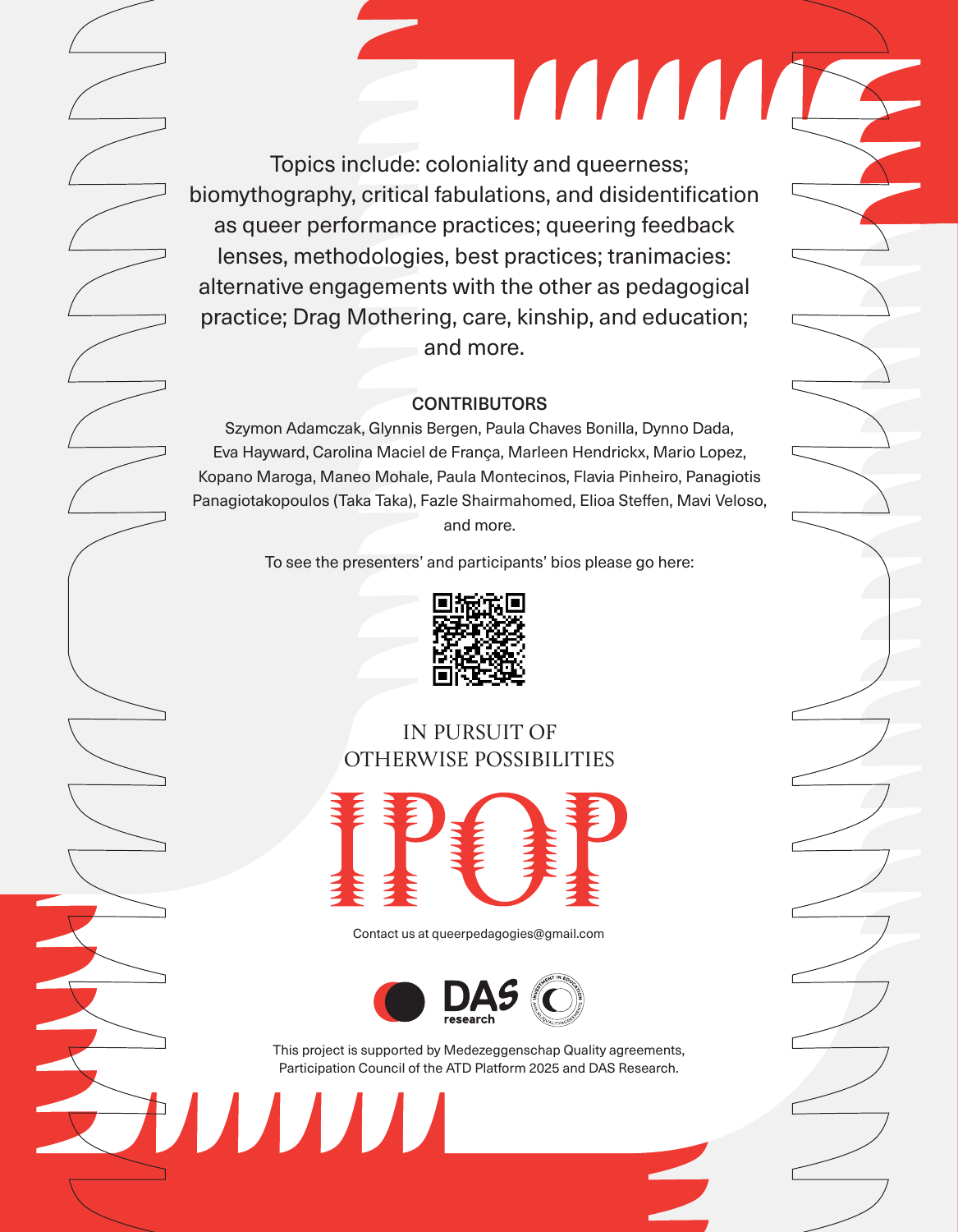Topics include: coloniality and queerness; biomythography, critical fabulations, and disidentification as queer performance practices; queering feedback lenses, methodologies, best practices; tranimacies: alternative engagements with the other as pedagogical practice; Drag Mothering, care, kinship, and education; and more.

**CONTRIBUTORS**

Szymon Adamczak, Glynnis Bergen, Paula Chaves Bonilla, Dynno Dada, Eva Hayward, Carolina Maciel de França, Marleen Hendrickx, Mario Lopez, Kopano Maroga, Maneo Mohale, Paula Montecinos, Flavia Pinheiro, Panagiotis Panagiotakopoulos (Taka Taka), Fazle Shairmahomed, Elioa Steffen, Mavi Veloso, and more.

To see the presenters' and participants' bios please go here:

IN PURSUIT OF
OTHERWISE POSSIBILITIES

# IPOP

Contact us at queerpedagogies@gmail.com

DAS research

This project is supported by Medezeggenschap Quality agreements, Participation Council of the ATD Platform 2025 and DAS Research.